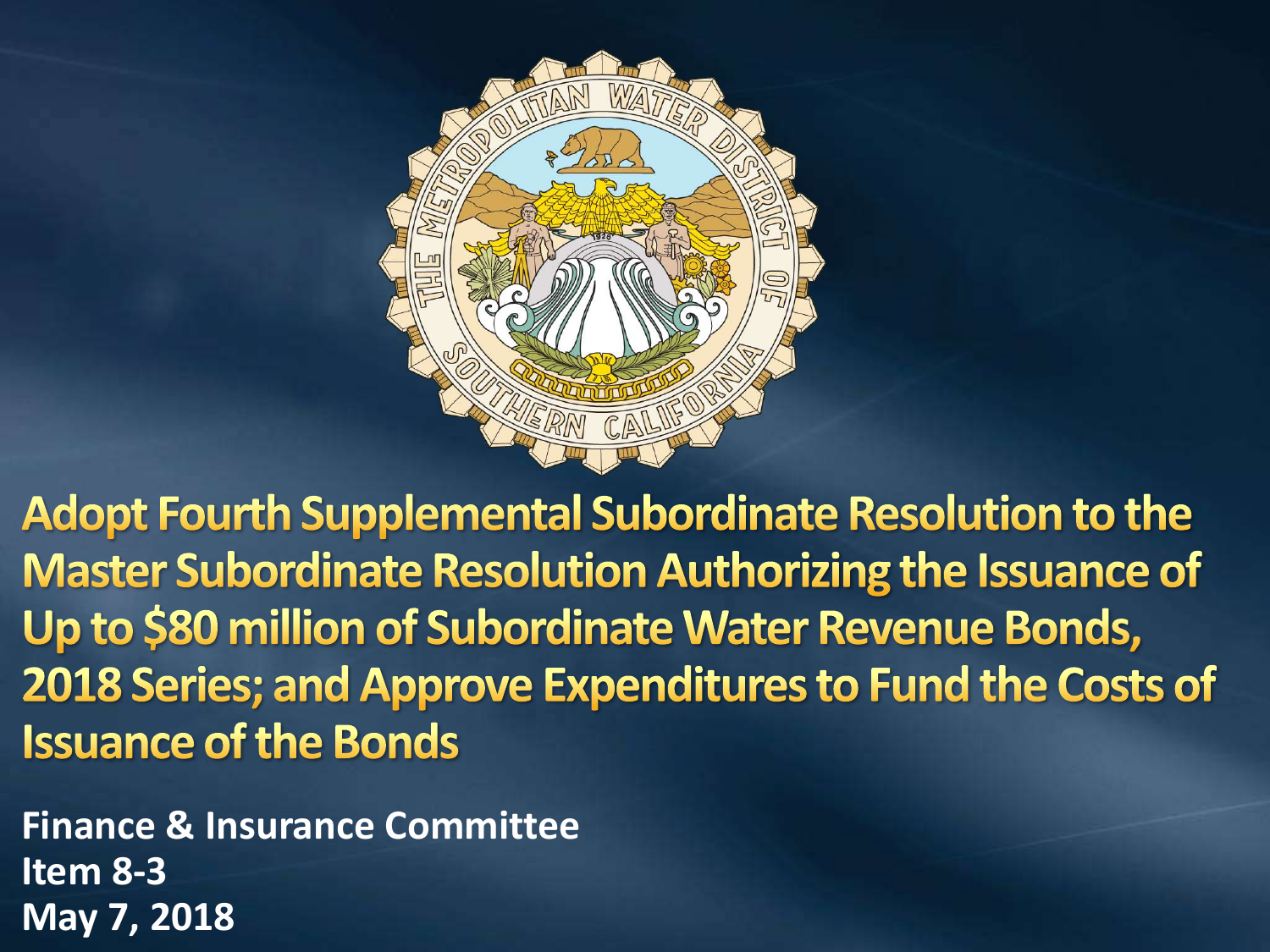# Adopt Fourth Supplemental Subordinate Resolution to the Master Subordinate Resolution Authorizing the Issuance of Up to $80 million of Subordinate Water Revenue Bonds, 2018 Series; and Approve Expenditures to Fund the Costs of Issuance of the Bonds

**Finance & Insurance Committee**
**Item 8-3**
**May 7, 2018**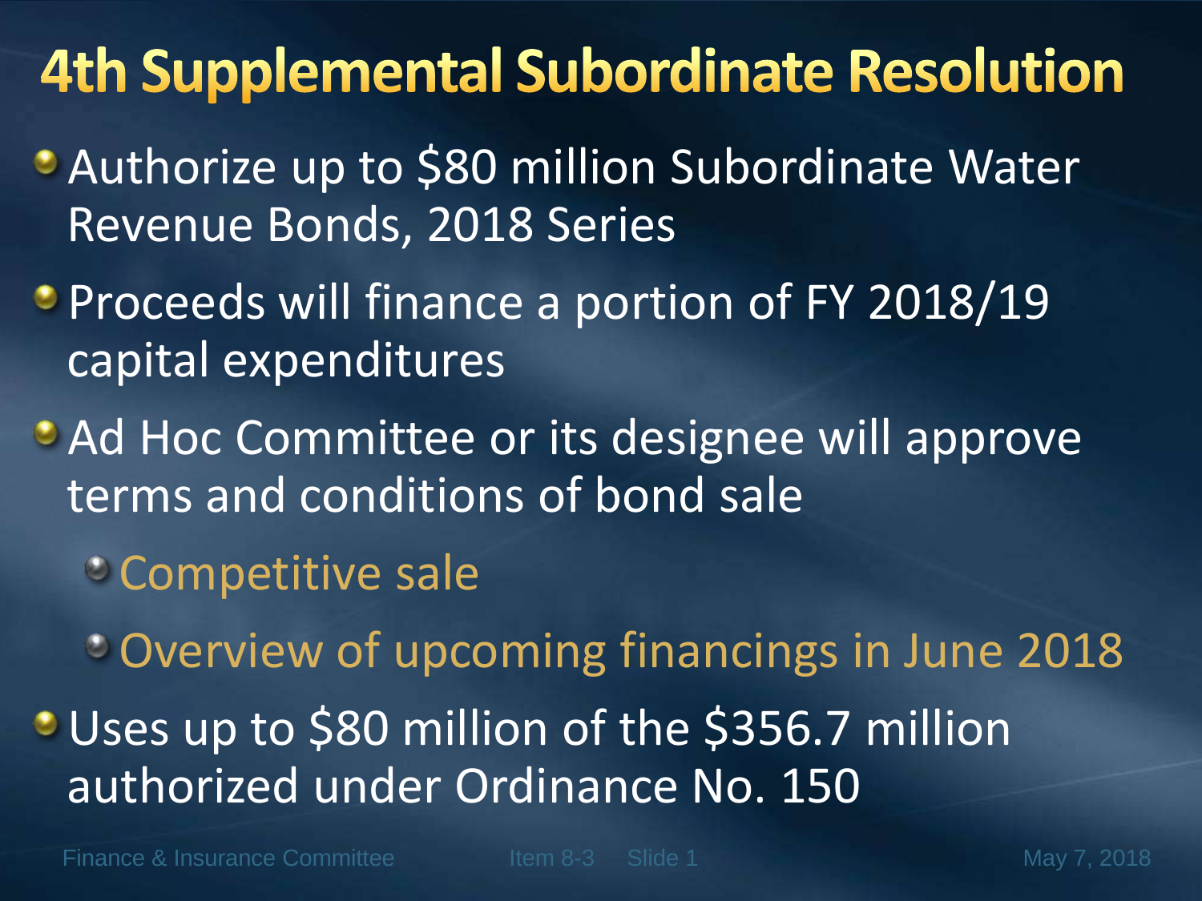# 4th Supplemental Subordinate Resolution

- Authorize up to $80 million Subordinate Water Revenue Bonds, 2018 Series
- Proceeds will finance a portion of FY 2018/19 capital expenditures
- Ad Hoc Committee or its designee will approve terms and conditions of bond sale
  - Competitive sale
  - Overview of upcoming financings in June 2018
- Uses up to $80 million of the $356.7 million authorized under Ordinance No. 150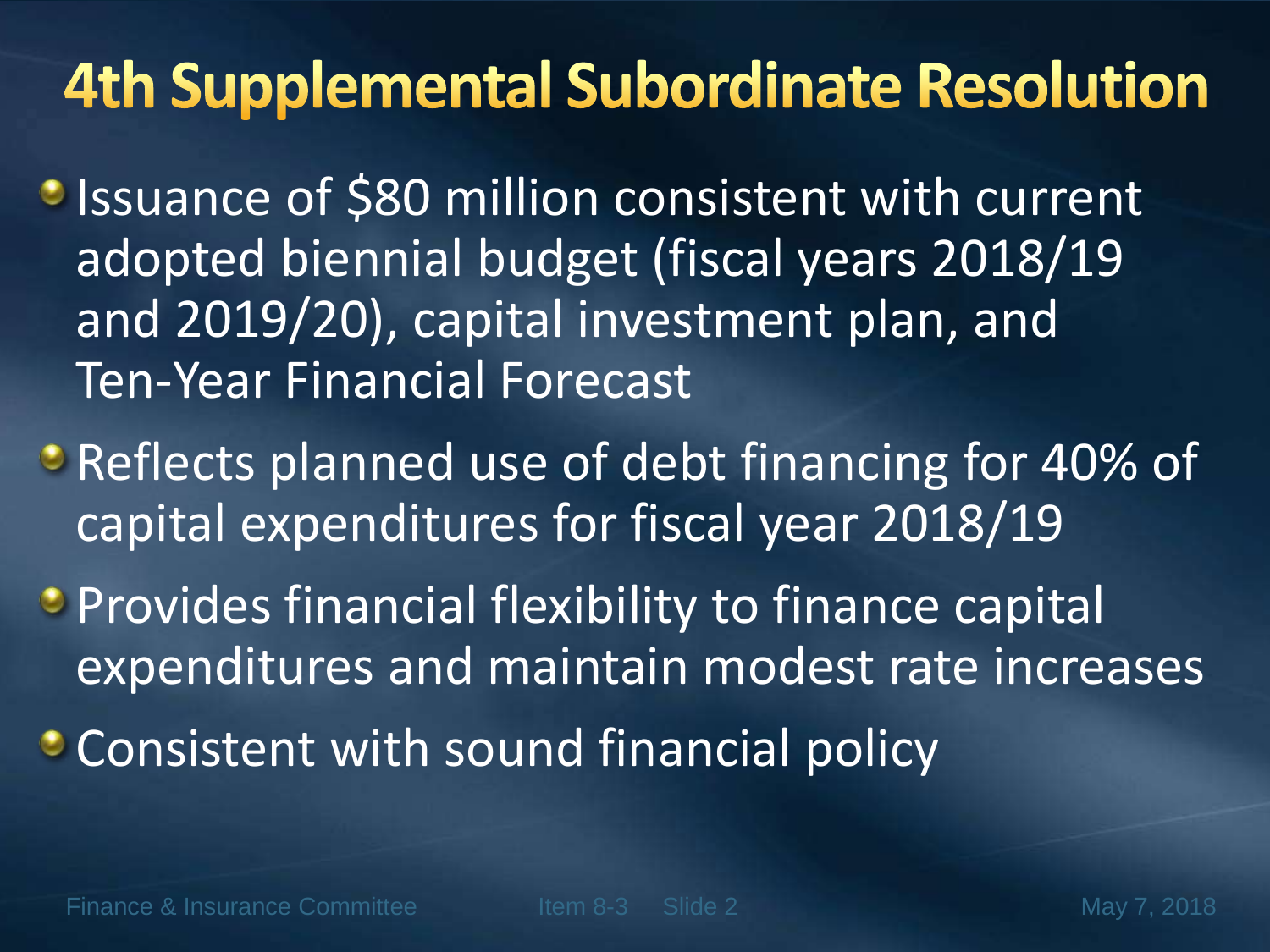# 4th Supplemental Subordinate Resolution

- Issuance of $80 million consistent with current adopted biennial budget (fiscal years 2018/19 and 2019/20), capital investment plan, and Ten-Year Financial Forecast
- Reflects planned use of debt financing for 40% of capital expenditures for fiscal year 2018/19
- Provides financial flexibility to finance capital expenditures and maintain modest rate increases
- Consistent with sound financial policy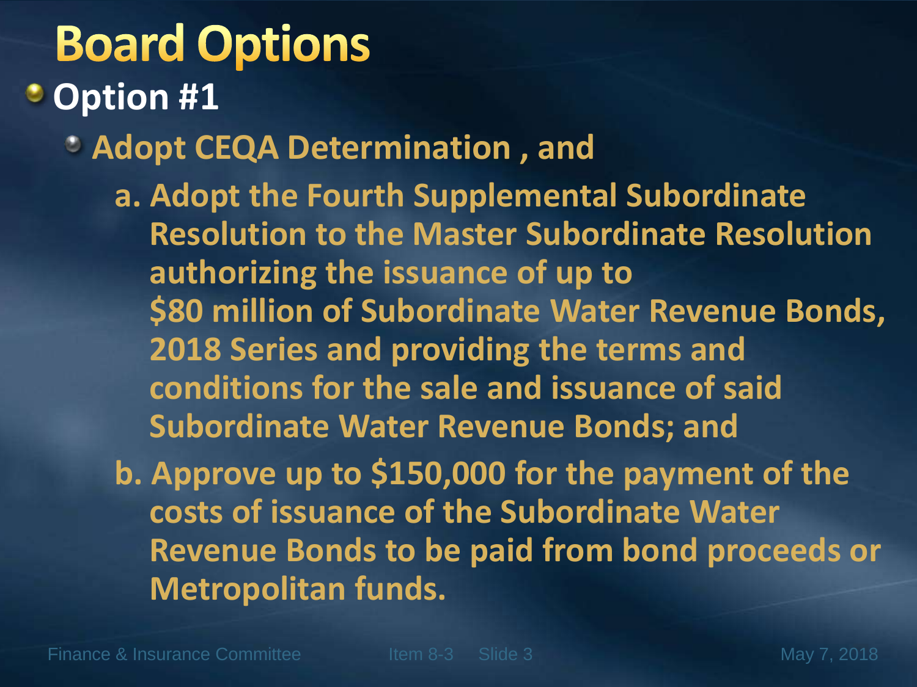# Board Options

- **Option #1**
  - **Adopt CEQA Determination , and**

    **a. Adopt the Fourth Supplemental Subordinate Resolution to the Master Subordinate Resolution authorizing the issuance of up to $80 million of Subordinate Water Revenue Bonds, 2018 Series and providing the terms and conditions for the sale and issuance of said Subordinate Water Revenue Bonds; and**

    **b. Approve up to $150,000 for the payment of the costs of issuance of the Subordinate Water Revenue Bonds to be paid from bond proceeds or Metropolitan funds.**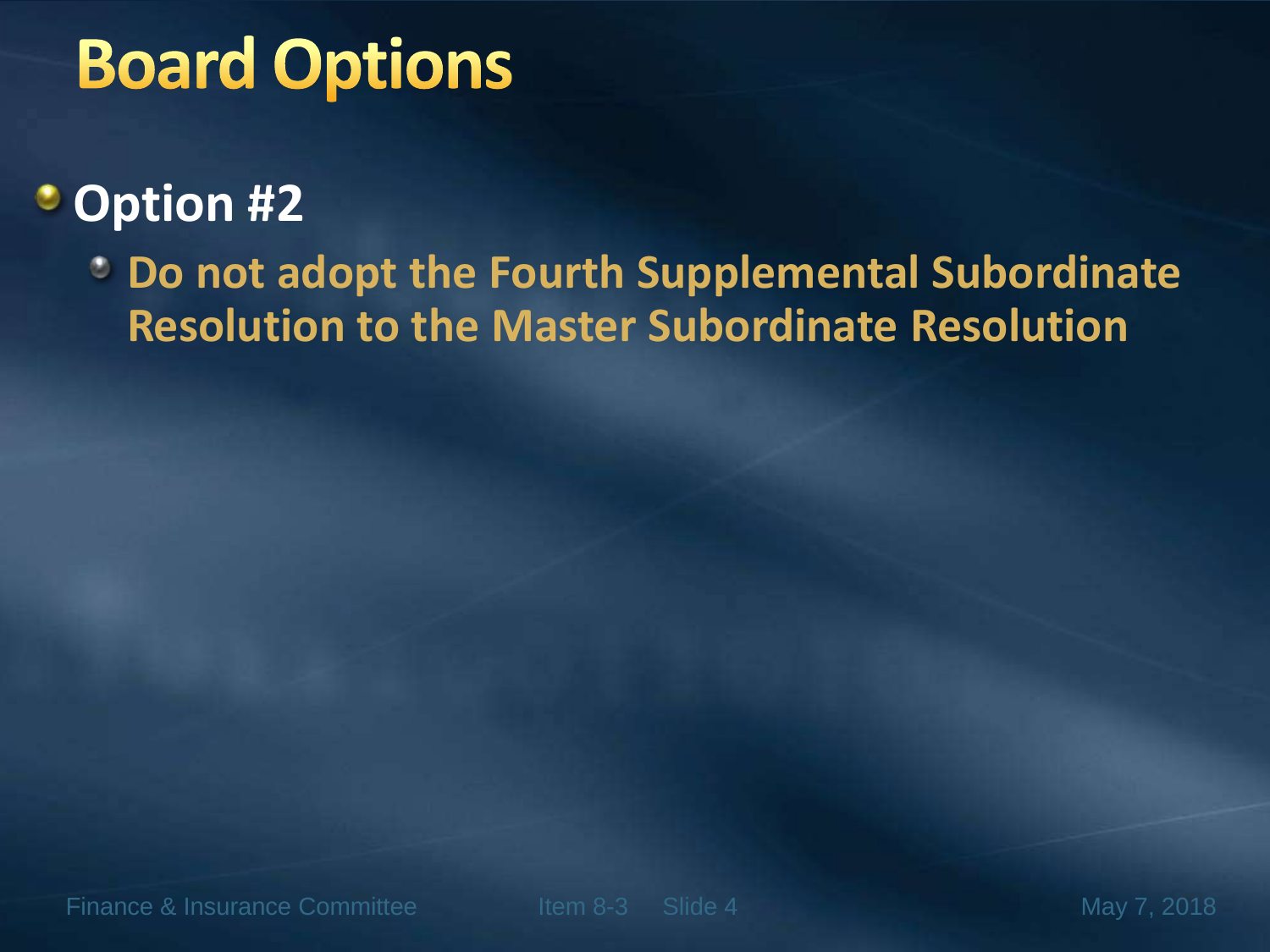# Board Options

- **Option #2**
  - **Do not adopt the Fourth Supplemental Subordinate Resolution to the Master Subordinate Resolution**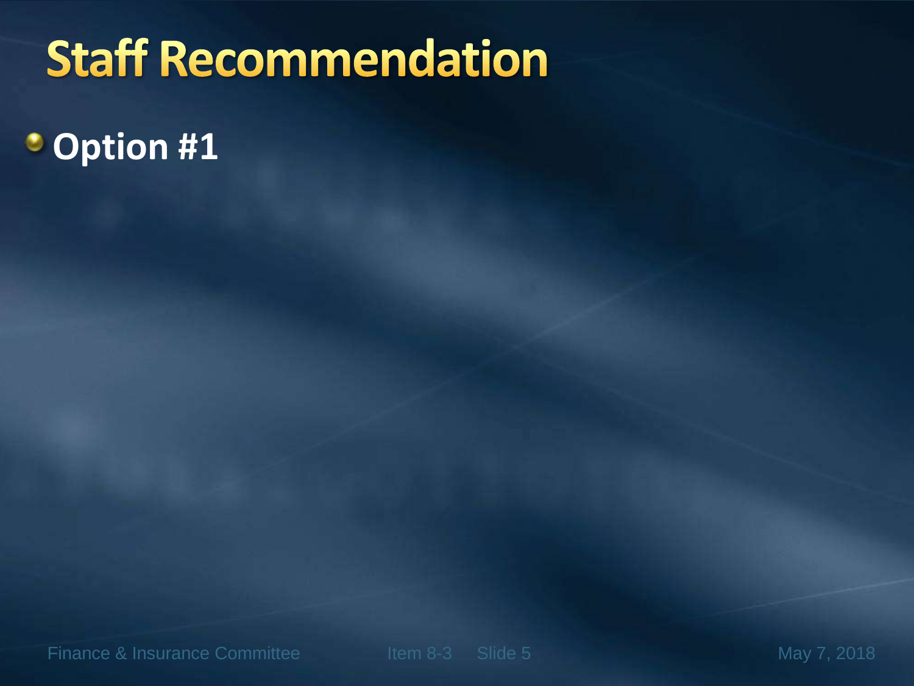# Staff Recommendation

- **Option #1**